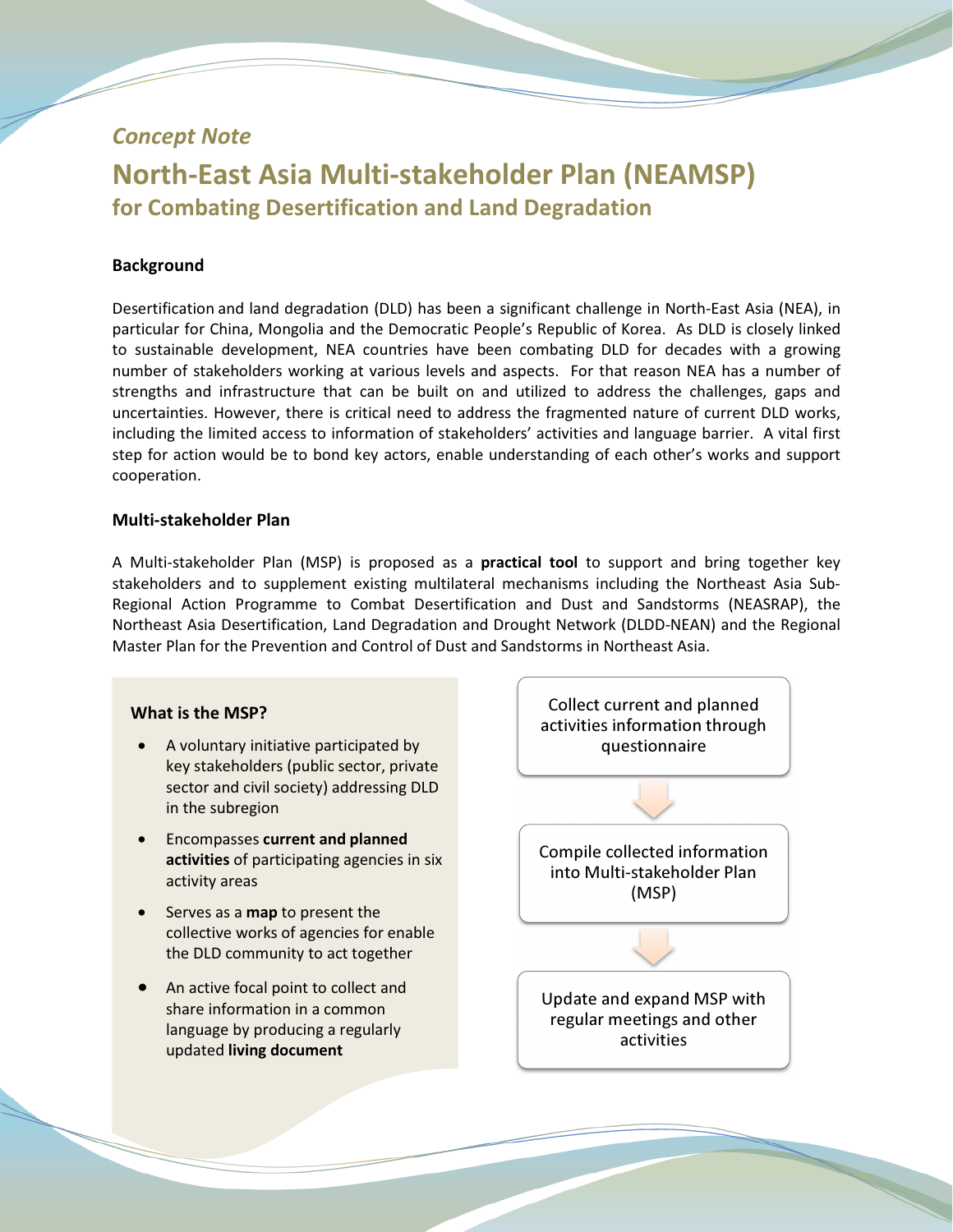*Concept Note*

# North-East Asia Multi-stakeholder Plan (NEAMSP)

## for Combating Desertification and Land Degradation

### Background

Desertification and land degradation (DLD) has been a significant challenge in North-East Asia (NEA), in particular for China, Mongolia and the Democratic People's Republic of Korea. As DLD is closely linked to sustainable development, NEA countries have been combating DLD for decades with a growing number of stakeholders working at various levels and aspects. For that reason NEA has a number of strengths and infrastructure that can be built on and utilized to address the challenges, gaps and uncertainties. However, there is critical need to address the fragmented nature of current DLD works, including the limited access to information of stakeholders' activities and language barrier. A vital first step for action would be to bond key actors, enable understanding of each other's works and support cooperation.

### Multi-stakeholder Plan

A Multi-stakeholder Plan (MSP) is proposed as a **practical tool** to support and bring together key stakeholders and to supplement existing multilateral mechanisms including the Northeast Asia Sub-Regional Action Programme to Combat Desertification and Dust and Sandstorms (NEASRAP), the Northeast Asia Desertification, Land Degradation and Drought Network (DLDD-NEAN) and the Regional Master Plan for the Prevention and Control of Dust and Sandstorms in Northeast Asia.

#### What is the MSP?

- A voluntary initiative participated by key stakeholders (public sector, private sector and civil society) addressing DLD in the subregion
- Encompasses **current and planned activities** of participating agencies in six activity areas
- Serves as a **map** to present the collective works of agencies for enable the DLD community to act together
- An active focal point to collect and share information in a common language by producing a regularly updated **living document**

Collect current and planned activities information through questionnaire

↓

Compile collected information into Multi-stakeholder Plan (MSP)

↓

Update and expand MSP with regular meetings and other activities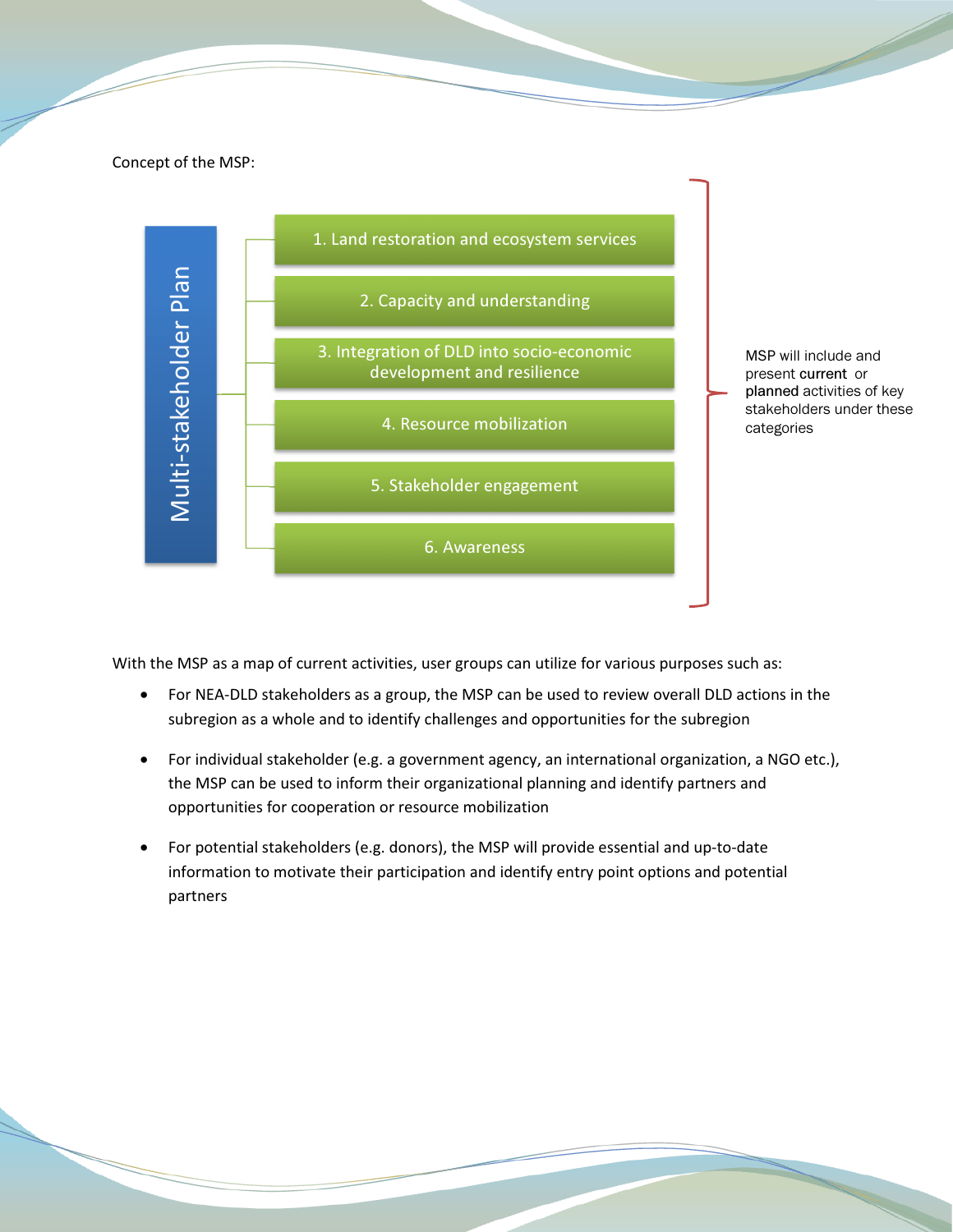Concept of the MSP:

Multi-stakeholder Plan

1. Land restoration and ecosystem services
2. Capacity and understanding
3. Integration of DLD into socio-economic development and resilience
4. Resource mobilization
5. Stakeholder engagement
6. Awareness

MSP will include and present **current** or **planned** activities of key stakeholders under these categories

With the MSP as a map of current activities, user groups can utilize for various purposes such as:

- For NEA-DLD stakeholders as a group, the MSP can be used to review overall DLD actions in the subregion as a whole and to identify challenges and opportunities for the subregion
- For individual stakeholder (e.g. a government agency, an international organization, a NGO etc.), the MSP can be used to inform their organizational planning and identify partners and opportunities for cooperation or resource mobilization
- For potential stakeholders (e.g. donors), the MSP will provide essential and up-to-date information to motivate their participation and identify entry point options and potential partners